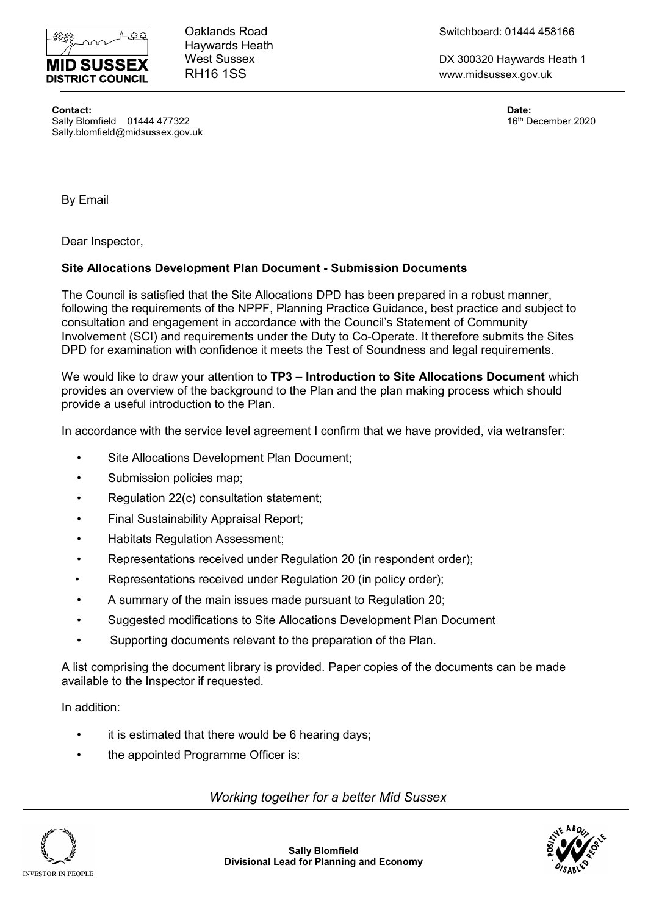Oaklands Road
Haywards Heath
West Sussex
RH16 1SS

Switchboard: 01444 458166

DX 300320 Haywards Heath 1
www.midsussex.gov.uk

**Contact:**
Sally Blomfield 01444 477322
Sally.blomfield@midsussex.gov.uk

**Date:**
16th December 2020

By Email

Dear Inspector,

**Site Allocations Development Plan Document - Submission Documents**

The Council is satisfied that the Site Allocations DPD has been prepared in a robust manner, following the requirements of the NPPF, Planning Practice Guidance, best practice and subject to consultation and engagement in accordance with the Council's Statement of Community Involvement (SCI) and requirements under the Duty to Co-Operate. It therefore submits the Sites DPD for examination with confidence it meets the Test of Soundness and legal requirements.

We would like to draw your attention to **TP3 – Introduction to Site Allocations Document** which provides an overview of the background to the Plan and the plan making process which should provide a useful introduction to the Plan.

In accordance with the service level agreement I confirm that we have provided, via wetransfer:

- Site Allocations Development Plan Document;
- Submission policies map;
- Regulation 22(c) consultation statement;
- Final Sustainability Appraisal Report;
- Habitats Regulation Assessment;
- Representations received under Regulation 20 (in respondent order);
- Representations received under Regulation 20 (in policy order);
- A summary of the main issues made pursuant to Regulation 20;
- Suggested modifications to Site Allocations Development Plan Document
- Supporting documents relevant to the preparation of the Plan.

A list comprising the document library is provided. Paper copies of the documents can be made available to the Inspector if requested.

In addition:

- it is estimated that there would be 6 hearing days;
- the appointed Programme Officer is:

*Working together for a better Mid Sussex*

**Sally Blomfield**
**Divisional Lead for Planning and Economy**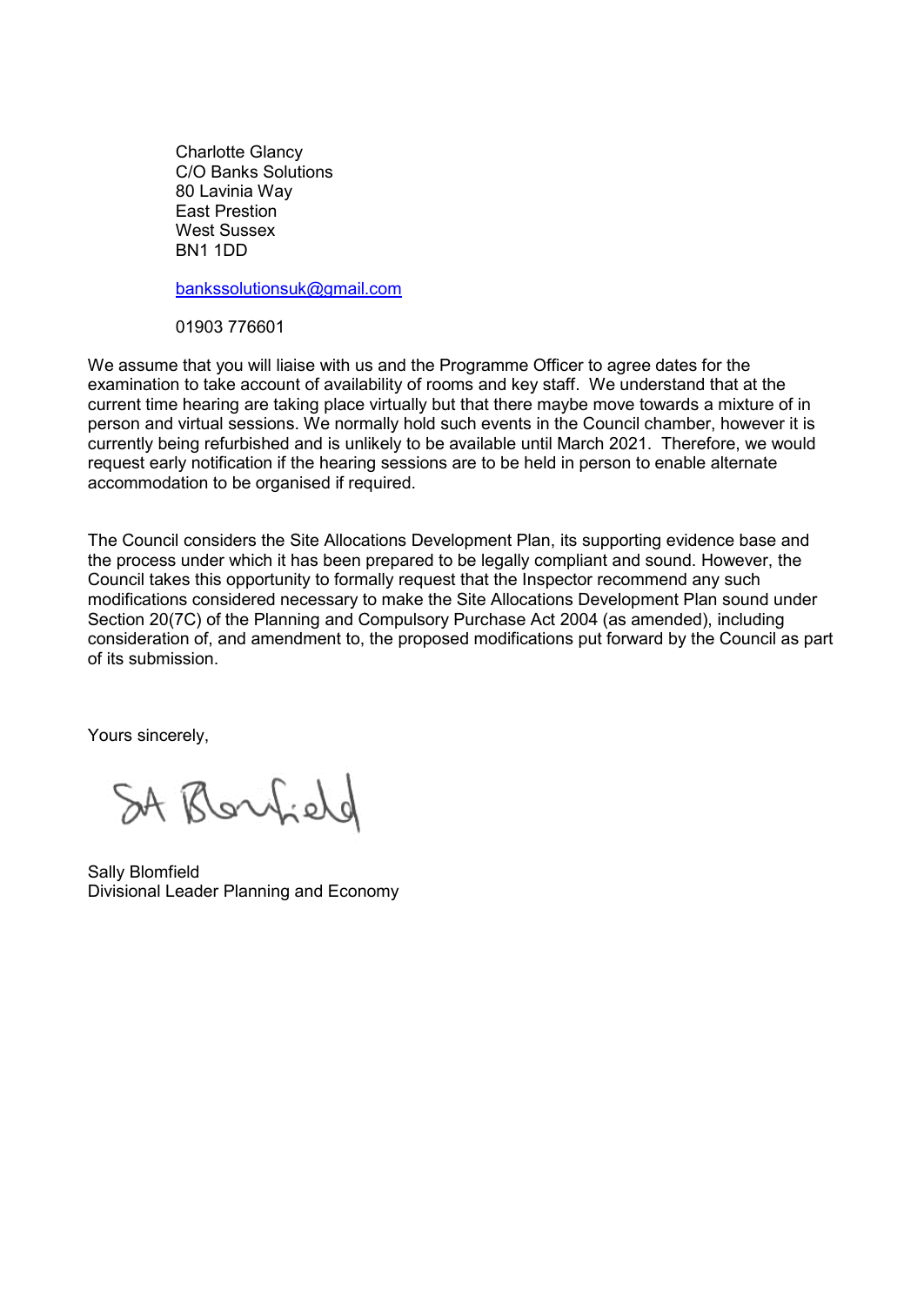Charlotte Glancy
C/O Banks Solutions
80 Lavinia Way
East Prestion
West Sussex
BN1 1DD

bankssolutionsuk@gmail.com

01903 776601

We assume that you will liaise with us and the Programme Officer to agree dates for the examination to take account of availability of rooms and key staff. We understand that at the current time hearing are taking place virtually but that there maybe move towards a mixture of in person and virtual sessions. We normally hold such events in the Council chamber, however it is currently being refurbished and is unlikely to be available until March 2021. Therefore, we would request early notification if the hearing sessions are to be held in person to enable alternate accommodation to be organised if required.

The Council considers the Site Allocations Development Plan, its supporting evidence base and the process under which it has been prepared to be legally compliant and sound. However, the Council takes this opportunity to formally request that the Inspector recommend any such modifications considered necessary to make the Site Allocations Development Plan sound under Section 20(7C) of the Planning and Compulsory Purchase Act 2004 (as amended), including consideration of, and amendment to, the proposed modifications put forward by the Council as part of its submission.

Yours sincerely,

SA Blomfield

Sally Blomfield
Divisional Leader Planning and Economy